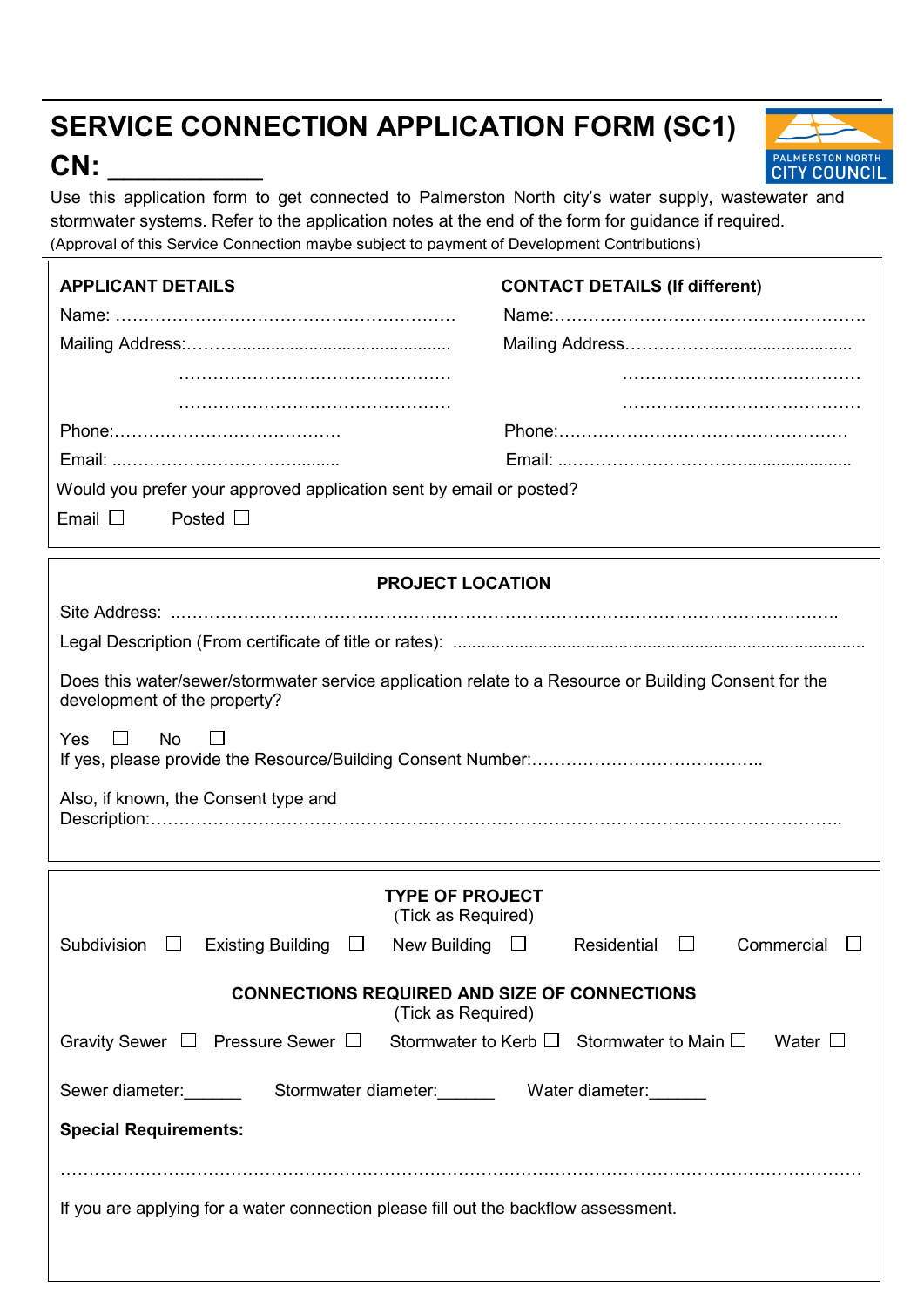# SERVICE CONNECTION APPLICATION FORM (SC1)

## CN: __________

Use this application form to get connected to Palmerston North city's water supply, wastewater and stormwater systems. Refer to the application notes at the end of the form for guidance if required.

(Approval of this Service Connection maybe subject to payment of Development Contributions)

| **APPLICANT DETAILS** | **CONTACT DETAILS (If different)** |
|---|---|
| Name: ……………………………………………………… | Name:………………………………………………. |
| Mailing Address:………............................................. | Mailing Address…………….............................. |
| ………………………………………… | …………………………………… |
| ………………………………………… | …………………………………… |
| Phone:………………………………… | Phone:…………………………………………… |
| Email: ...………………………….......... | Email: ...……………………………..................... |

Would you prefer your approved application sent by email or posted?

Email ☐ Posted ☐

### PROJECT LOCATION

Site Address: ..……………………………………………………………………………………………….

Legal Description (From certificate of title or rates): ......................................................................................

Does this water/sewer/stormwater service application relate to a Resource or Building Consent for the development of the property?

Yes ☐ No ☐

If yes, please provide the Resource/Building Consent Number:…………………………………..

Also, if known, the Consent type and Description:…………………………………………………………………………………………………………..

### TYPE OF PROJECT

(Tick as Required)

Subdivision ☐ Existing Building ☐ New Building ☐ Residential ☐ Commercial ☐

### CONNECTIONS REQUIRED AND SIZE OF CONNECTIONS

(Tick as Required)

Gravity Sewer ☐ Pressure Sewer ☐ Stormwater to Kerb ☐ Stormwater to Main ☐ Water ☐

Sewer diameter:______ Stormwater diameter:______ Water diameter:______

**Special Requirements:**

…………………………………………………………………………………………………………………

If you are applying for a water connection please fill out the backflow assessment.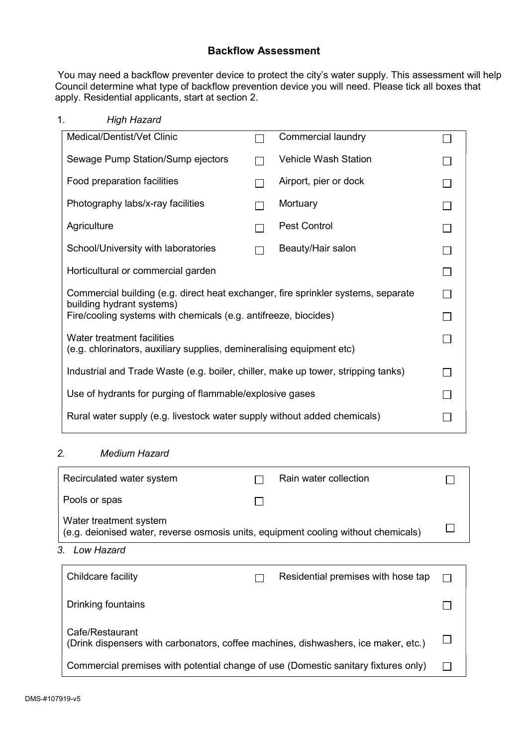## Backflow Assessment

You may need a backflow preventer device to protect the city's water supply. This assessment will help Council determine what type of backflow prevention device you will need. Please tick all boxes that apply. Residential applicants, start at section 2.

1. *High Hazard*

| | | | |
|---|---|---|---|
| Medical/Dentist/Vet Clinic | ☐ | Commercial laundry | ☐ |
| Sewage Pump Station/Sump ejectors | ☐ | Vehicle Wash Station | ☐ |
| Food preparation facilities | ☐ | Airport, pier or dock | ☐ |
| Photography labs/x-ray facilities | ☐ | Mortuary | ☐ |
| Agriculture | ☐ | Pest Control | ☐ |
| School/University with laboratories | ☐ | Beauty/Hair salon | ☐ |
| Horticultural or commercial garden | | | ☐ |
| Commercial building (e.g. direct heat exchanger, fire sprinkler systems, separate building hydrant systems) | | | ☐ |
| Fire/cooling systems with chemicals (e.g. antifreeze, biocides) | | | ☐ |
| Water treatment facilities (e.g. chlorinators, auxiliary supplies, demineralising equipment etc) | | | ☐ |
| Industrial and Trade Waste (e.g. boiler, chiller, make up tower, stripping tanks) | | | ☐ |
| Use of hydrants for purging of flammable/explosive gases | | | ☐ |
| Rural water supply (e.g. livestock water supply without added chemicals) | | | ☐ |

2. *Medium Hazard*

| | | | |
|---|---|---|---|
| Recirculated water system | ☐ | Rain water collection | ☐ |
| Pools or spas | ☐ | | |
| Water treatment system (e.g. deionised water, reverse osmosis units, equipment cooling without chemicals) | | | ☐ |

3. *Low Hazard*

| | | | |
|---|---|---|---|
| Childcare facility | ☐ | Residential premises with hose tap | ☐ |
| Drinking fountains | | | ☐ |
| Cafe/Restaurant (Drink dispensers with carbonators, coffee machines, dishwashers, ice maker, etc.) | | | ☐ |
| Commercial premises with potential change of use (Domestic sanitary fixtures only) | | | ☐ |

DMS-#107919-v5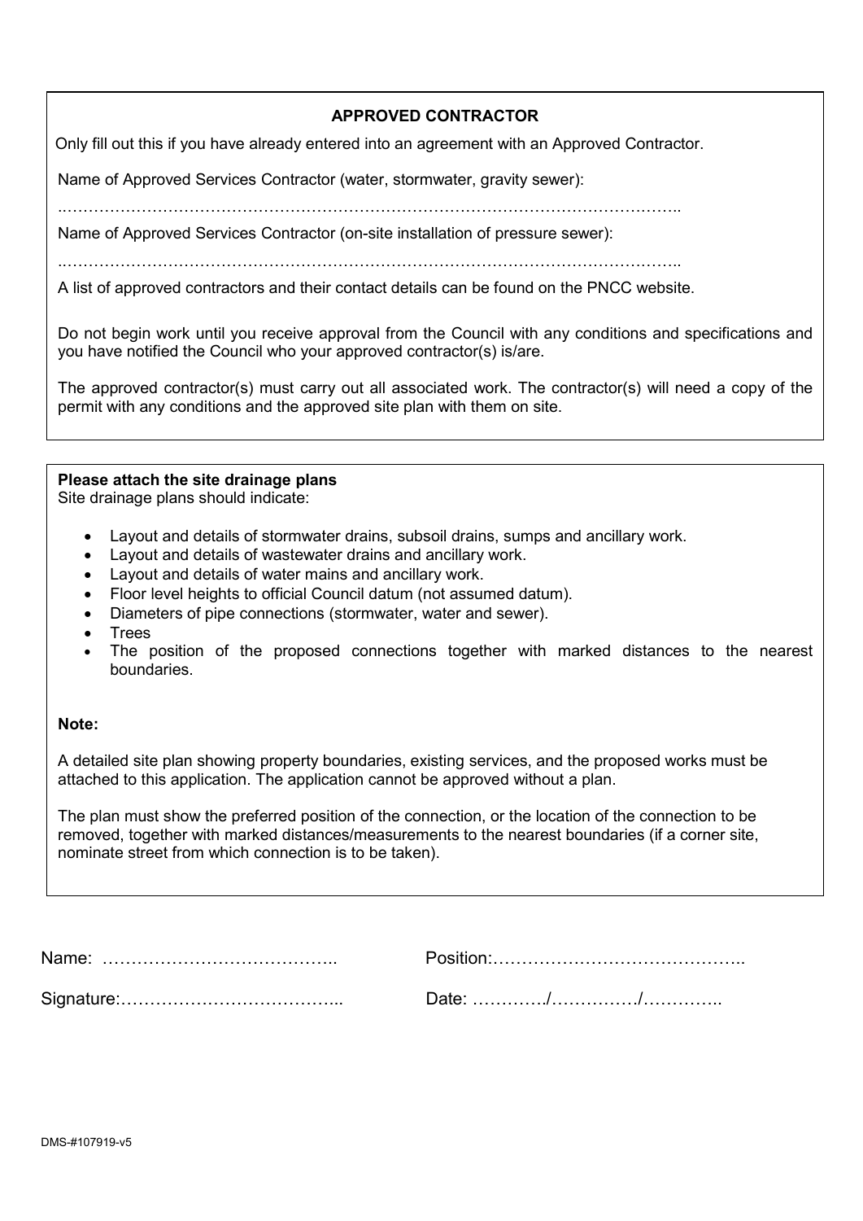## APPROVED CONTRACTOR

Only fill out this if you have already entered into an agreement with an Approved Contractor.

Name of Approved Services Contractor (water, stormwater, gravity sewer):

..……………………………………………………………………………………………………..

Name of Approved Services Contractor (on-site installation of pressure sewer):

..……………………………………………………………………………………………………..

A list of approved contractors and their contact details can be found on the PNCC website.

Do not begin work until you receive approval from the Council with any conditions and specifications and you have notified the Council who your approved contractor(s) is/are.

The approved contractor(s) must carry out all associated work. The contractor(s) will need a copy of the permit with any conditions and the approved site plan with them on site.

**Please attach the site drainage plans**
Site drainage plans should indicate:

- Layout and details of stormwater drains, subsoil drains, sumps and ancillary work.
- Layout and details of wastewater drains and ancillary work.
- Layout and details of water mains and ancillary work.
- Floor level heights to official Council datum (not assumed datum).
- Diameters of pipe connections (stormwater, water and sewer).
- Trees
- The position of the proposed connections together with marked distances to the nearest boundaries.

**Note:**

A detailed site plan showing property boundaries, existing services, and the proposed works must be attached to this application. The application cannot be approved without a plan.

The plan must show the preferred position of the connection, or the location of the connection to be removed, together with marked distances/measurements to the nearest boundaries (if a corner site, nominate street from which connection is to be taken).

Name: ………………………………….. Position:……………………………………..

Signature:……………………………….. Date: …………./……………/…………..

DMS-#107919-v5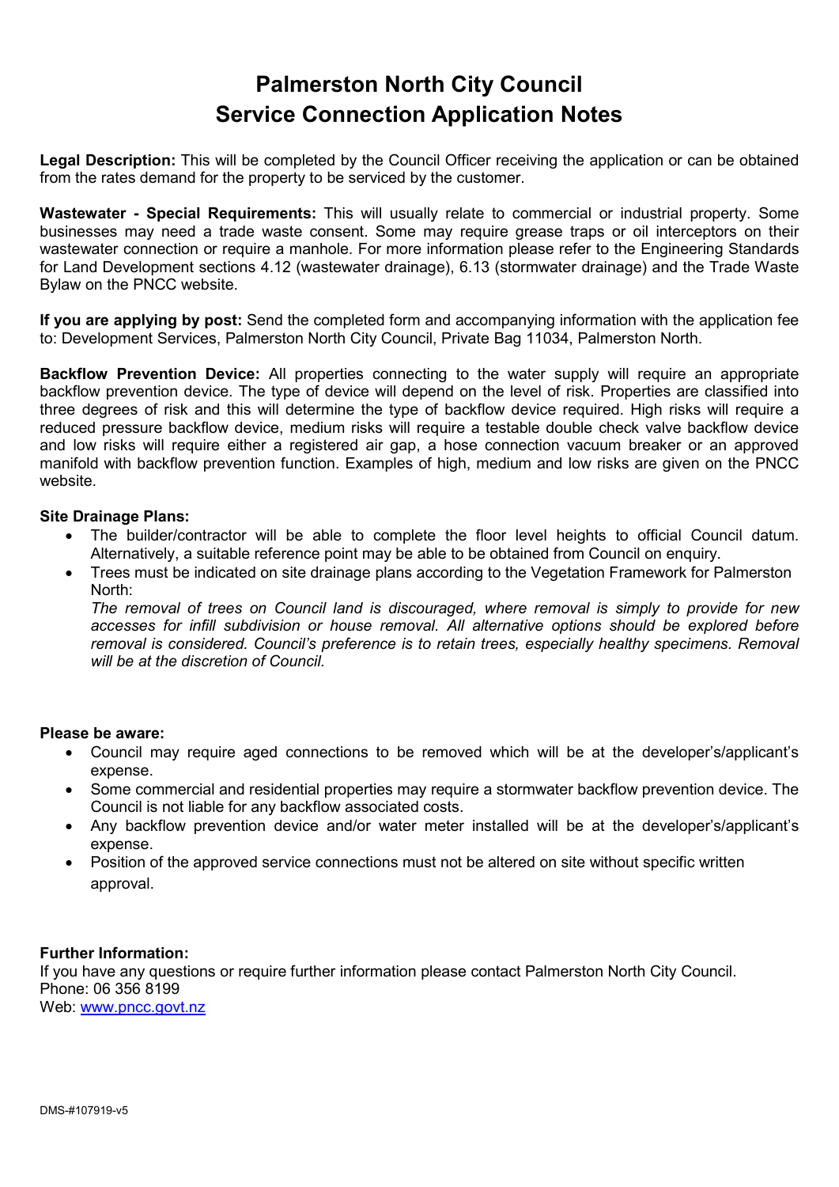# Palmerston North City Council
# Service Connection Application Notes

**Legal Description:** This will be completed by the Council Officer receiving the application or can be obtained from the rates demand for the property to be serviced by the customer.

**Wastewater - Special Requirements:** This will usually relate to commercial or industrial property. Some businesses may need a trade waste consent. Some may require grease traps or oil interceptors on their wastewater connection or require a manhole. For more information please refer to the Engineering Standards for Land Development sections 4.12 (wastewater drainage), 6.13 (stormwater drainage) and the Trade Waste Bylaw on the PNCC website.

**If you are applying by post:** Send the completed form and accompanying information with the application fee to: Development Services, Palmerston North City Council, Private Bag 11034, Palmerston North.

**Backflow Prevention Device:** All properties connecting to the water supply will require an appropriate backflow prevention device. The type of device will depend on the level of risk. Properties are classified into three degrees of risk and this will determine the type of backflow device required. High risks will require a reduced pressure backflow device, medium risks will require a testable double check valve backflow device and low risks will require either a registered air gap, a hose connection vacuum breaker or an approved manifold with backflow prevention function. Examples of high, medium and low risks are given on the PNCC website.

**Site Drainage Plans:**

- The builder/contractor will be able to complete the floor level heights to official Council datum. Alternatively, a suitable reference point may be able to be obtained from Council on enquiry.
- Trees must be indicated on site drainage plans according to the Vegetation Framework for Palmerston North:
  *The removal of trees on Council land is discouraged, where removal is simply to provide for new accesses for infill subdivision or house removal. All alternative options should be explored before removal is considered. Council's preference is to retain trees, especially healthy specimens. Removal will be at the discretion of Council.*

**Please be aware:**

- Council may require aged connections to be removed which will be at the developer's/applicant's expense.
- Some commercial and residential properties may require a stormwater backflow prevention device. The Council is not liable for any backflow associated costs.
- Any backflow prevention device and/or water meter installed will be at the developer's/applicant's expense.
- Position of the approved service connections must not be altered on site without specific written approval.

**Further Information:**
If you have any questions or require further information please contact Palmerston North City Council.
Phone: 06 356 8199
Web: [www.pncc.govt.nz](http://www.pncc.govt.nz)

DMS-#107919-v5